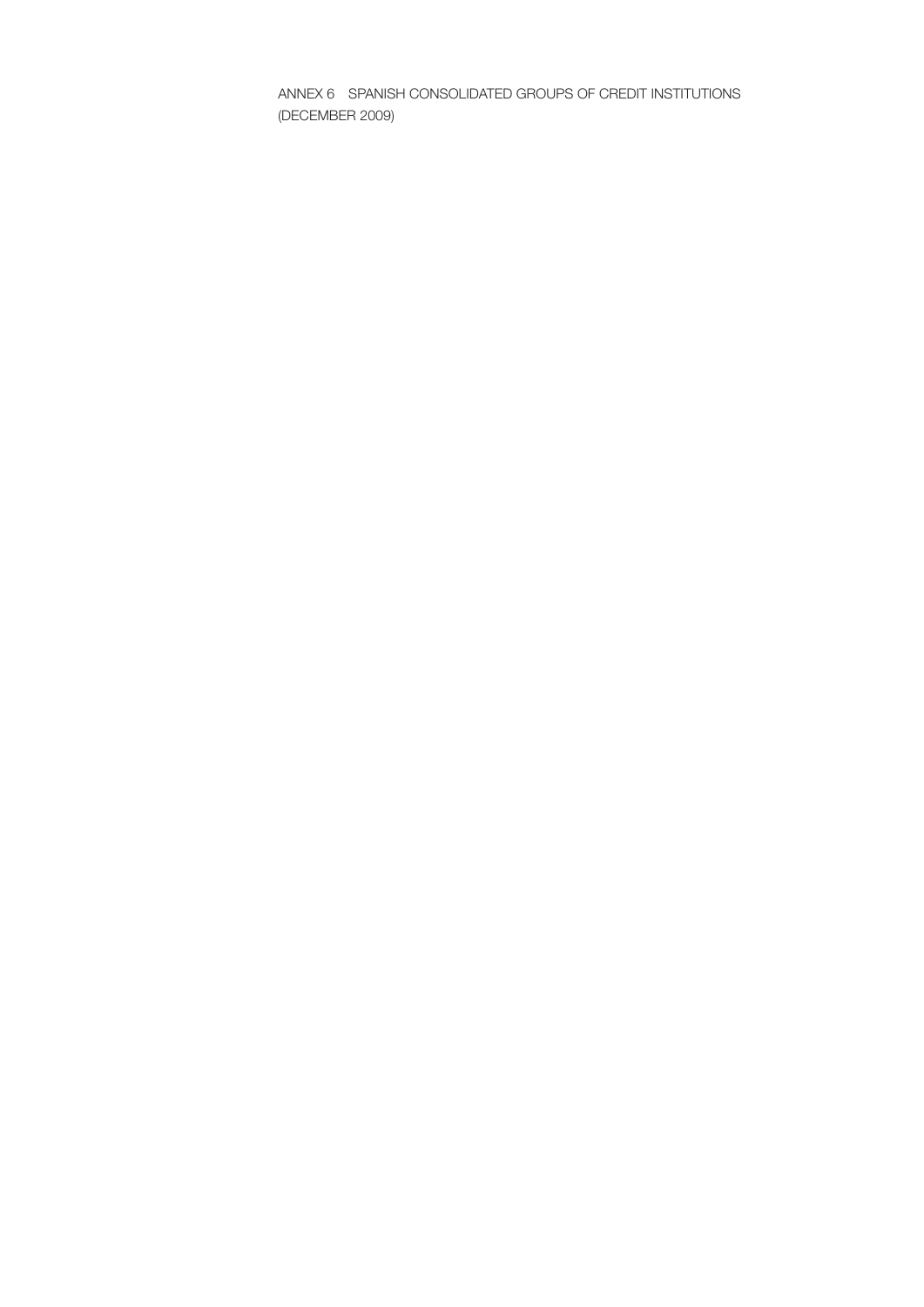# ANNEX 6 SPANISH CONSOLIDATED GROUPS OF CREDIT INSTITUTIONS (DECEMBER 2009)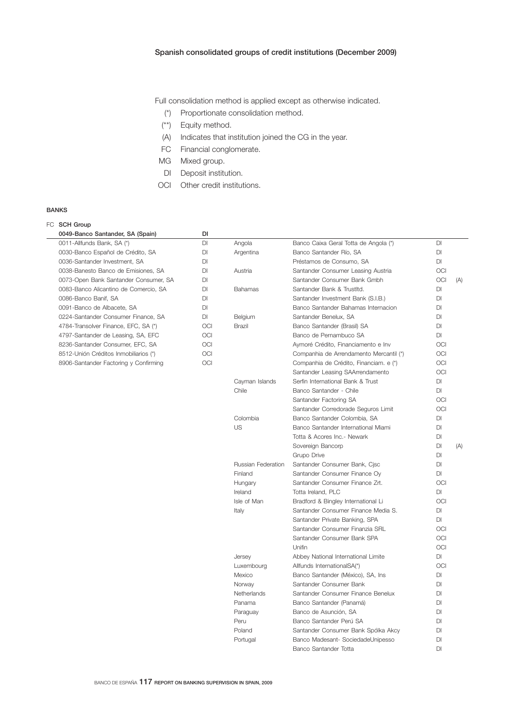## Spanish consolidated groups of credit institutions (December 2009)

Full consolidation method is applied except as otherwise indicated.

- (*) Proportionate consolidation method.
- (**) Equity method.
- (A) Indicates that institution joined the CG in the year.
- FC Financial conglomerate.
- MG Mixed group.
- DI Deposit institution.
- OCI Other credit institutions.

### BANKS

FC **SCH Group**

| **0049-Banco Santander, SA (Spain)** | **DI** | | | | |
|---|---|---|---|---|---|
| 0011-Allfunds Bank, SA (*) | DI | Angola | Banco Caixa Geral Totta de Angola (*) | DI | |
| 0030-Banco Español de Crédito, SA | DI | Argentina | Banco Santander Río, SA | DI | |
| 0036-Santander Investment, SA | DI | | Préstamos de Consumo, SA | DI | |
| 0038-Banesto Banco de Emisiones, SA | DI | Austria | Santander Consumer Leasing Austria | OCI | |
| 0073-Open Bank Santander Consumer, SA | DI | | Santander Consumer Bank Gmbh | OCI | (A) |
| 0083-Banco Alicantino de Comercio, SA | DI | Bahamas | Santander Bank & Trustltd. | DI | |
| 0086-Banco Banif, SA | DI | | Santander Investment Bank (S.I.B.) | DI | |
| 0091-Banco de Albacete, SA | DI | | Banco Santander Bahamas Internacion | DI | |
| 0224-Santander Consumer Finance, SA | DI | Belgium | Santander Benelux, SA | DI | |
| 4784-Transolver Finance, EFC, SA (*) | OCI | Brazil | Banco Santander (Brasil) SA | DI | |
| 4797-Santander de Leasing, SA, EFC | OCI | | Banco de Pernambuco SA | DI | |
| 8236-Santander Consumer, EFC, SA | OCI | | Aymoré Crédito, Financiamento e Inv | OCI | |
| 8512-Unión Créditos Inmobiliarios (*) | OCI | | Companhia de Arrendamento Mercantil (*) | OCI | |
| 8906-Santander Factoring y Confirming | OCI | | Companhia de Crédito, Financiam. e (*) | OCI | |
| | | | Santander Leasing SAArrendamento | OCI | |
| | | Cayman Islands | Serfin International Bank & Trust | DI | |
| | | Chile | Banco Santander - Chile | DI | |
| | | | Santander Factoring SA | OCI | |
| | | | Santander Corredorade Seguros Limit | OCI | |
| | | Colombia | Banco Santander Colombia, SA | DI | |
| | | US | Banco Santander International Miami | DI | |
| | | | Totta & Acores Inc.- Newark | DI | |
| | | | Sovereign Bancorp | DI | (A) |
| | | | Grupo Drive | DI | |
| | | Russian Federation | Santander Consumer Bank, Cjsc | DI | |
| | | Finland | Santander Consumer Finance Oy | DI | |
| | | Hungary | Santander Consumer Finance Zrt. | OCI | |
| | | Ireland | Totta Ireland, PLC | DI | |
| | | Isle of Man | Bradford & Bingley International Li | OCI | |
| | | Italy | Santander Consumer Finance Media S. | DI | |
| | | | Santander Private Banking, SPA | DI | |
| | | | Santander Consumer Finanzia SRL | OCI | |
| | | | Santander Consumer Bank SPA | OCI | |
| | | | Unifin | OCI | |
| | | Jersey | Abbey National International Limite | DI | |
| | | Luxembourg | Allfunds InternationalSA(*) | OCI | |
| | | Mexico | Banco Santander (México), SA, Ins | DI | |
| | | Norway | Santander Consumer Bank | DI | |
| | | Netherlands | Santander Consumer Finance Benelux | DI | |
| | | Panama | Banco Santander (Panamá) | DI | |
| | | Paraguay | Banco de Asunción, SA | DI | |
| | | Peru | Banco Santander Perú SA | DI | |
| | | Poland | Santander Consumer Bank Spólka Akcy | DI | |
| | | Portugal | Banco Madesant- SociedadeUnipesso | DI | |
| | | | Banco Santander Totta | DI | |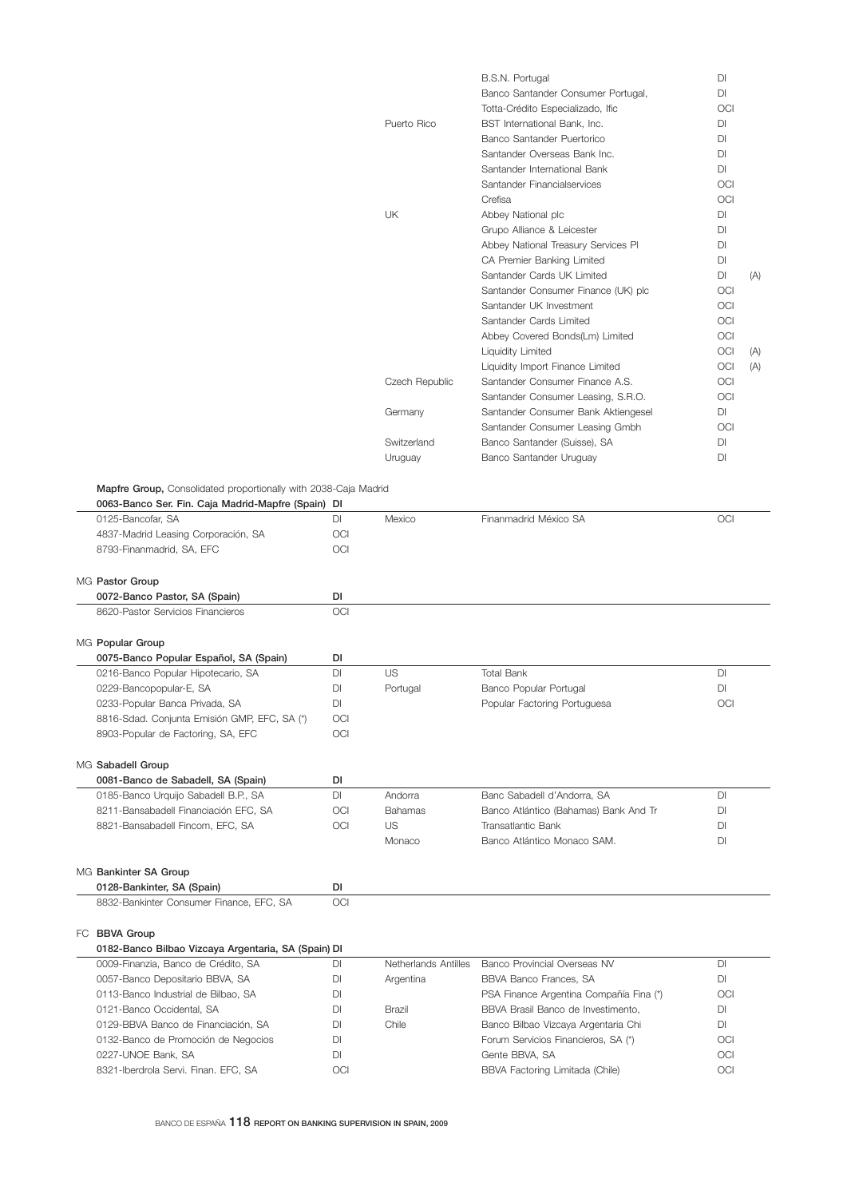| | | | | | |
|---|---|---|---|---|---|
| | | | B.S.N. Portugal | DI | |
| | | | Banco Santander Consumer Portugal, | DI | |
| | | | Totta-Crédito Especializado, Ific | OCI | |
| | | Puerto Rico | BST International Bank, Inc. | DI | |
| | | | Banco Santander Puertorico | DI | |
| | | | Santander Overseas Bank Inc. | DI | |
| | | | Santander International Bank | DI | |
| | | | Santander Financialservices | OCI | |
| | | | Crefisa | OCI | |
| | | UK | Abbey National plc | DI | |
| | | | Grupo Alliance & Leicester | DI | |
| | | | Abbey National Treasury Services Pl | DI | |
| | | | CA Premier Banking Limited | DI | |
| | | | Santander Cards UK Limited | DI | (A) |
| | | | Santander Consumer Finance (UK) plc | OCI | |
| | | | Santander UK Investment | OCI | |
| | | | Santander Cards Limited | OCI | |
| | | | Abbey Covered Bonds(Lm) Limited | OCI | |
| | | | Liquidity Limited | OCI | (A) |
| | | | Liquidity Import Finance Limited | OCI | (A) |
| | | Czech Republic | Santander Consumer Finance A.S. | OCI | |
| | | | Santander Consumer Leasing, S.R.O. | OCI | |
| | | Germany | Santander Consumer Bank Aktiengesel | DI | |
| | | | Santander Consumer Leasing Gmbh | OCI | |
| | | Switzerland | Banco Santander (Suisse), SA | DI | |
| | | Uruguay | Banco Santander Uruguay | DI | |

**Mapfre Group,** Consolidated proportionally with 2038-Caja Madrid

| **0063-Banco Ser. Fin. Caja Madrid-Mapfre (Spain)** | **DI** | | | |
|---|---|---|---|---|
| 0125-Bancofar, SA | DI | Mexico | Finanmadrid México SA | OCI |
| 4837-Madrid Leasing Corporación, SA | OCI | | | |
| 8793-Finanmadrid, SA, EFC | OCI | | | |

MG **Pastor Group**

| **0072-Banco Pastor, SA (Spain)** | **DI** |
|---|---|
| 8620-Pastor Servicios Financieros | OCI |

MG **Popular Group**

| **0075-Banco Popular Español, SA (Spain)** | **DI** | | | |
|---|---|---|---|---|
| 0216-Banco Popular Hipotecario, SA | DI | US | Total Bank | DI |
| 0229-Bancopopular-E, SA | DI | Portugal | Banco Popular Portugal | DI |
| 0233-Popular Banca Privada, SA | DI | | Popular Factoring Portuguesa | OCI |
| 8816-Sdad. Conjunta Emisión GMP, EFC, SA (*) | OCI | | | |
| 8903-Popular de Factoring, SA, EFC | OCI | | | |

MG **Sabadell Group**

| **0081-Banco de Sabadell, SA (Spain)** | **DI** | | | |
|---|---|---|---|---|
| 0185-Banco Urquijo Sabadell B.P., SA | DI | Andorra | Banc Sabadell d'Andorra, SA | DI |
| 8211-Bansabadell Financiación EFC, SA | OCI | Bahamas | Banco Atlántico (Bahamas) Bank And Tr | DI |
| 8821-Bansabadell Fincom, EFC, SA | OCI | US | Transatlantic Bank | DI |
| | | Monaco | Banco Atlántico Monaco SAM. | DI |

MG **Bankinter SA Group**

| **0128-Bankinter, SA (Spain)** | **DI** |
|---|---|
| 8832-Bankinter Consumer Finance, EFC, SA | OCI |

FC **BBVA Group**

| **0182-Banco Bilbao Vizcaya Argentaria, SA (Spain)** | **DI** | | | |
|---|---|---|---|---|
| 0009-Finanzia, Banco de Crédito, SA | DI | Netherlands Antilles | Banco Provincial Overseas NV | DI |
| 0057-Banco Depositario BBVA, SA | DI | Argentina | BBVA Banco Frances, SA | DI |
| 0113-Banco Industrial de Bilbao, SA | DI | | PSA Finance Argentina Compañía Fina (*) | OCI |
| 0121-Banco Occidental, SA | DI | Brazil | BBVA Brasil Banco de Investimento, | DI |
| 0129-BBVA Banco de Financiación, SA | DI | Chile | Banco Bilbao Vizcaya Argentaria Chi | DI |
| 0132-Banco de Promoción de Negocios | DI | | Forum Servicios Financieros, SA (*) | OCI |
| 0227-UNOE Bank, SA | DI | | Gente BBVA, SA | OCI |
| 8321-Iberdrola Servi. Finan. EFC, SA | OCI | | BBVA Factoring Limitada (Chile) | OCI |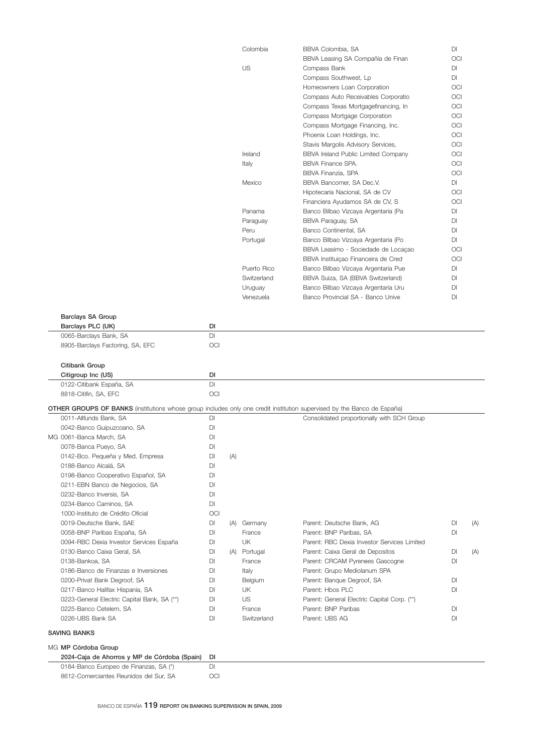| | | | | | | |
|---|---|---|---|---|---|---|
| | | | Colombia | BBVA Colombia, SA | DI | |
| | | | | BBVA Leasing SA Compañía de Finan | OCI | |
| | | | US | Compass Bank | DI | |
| | | | | Compass Southwest, Lp | DI | |
| | | | | Homeowners Loan Corporation | OCI | |
| | | | | Compass Auto Receivables Corporatio | OCI | |
| | | | | Compass Texas Mortgagefinancing, In | OCI | |
| | | | | Compass Mortgage Corporation | OCI | |
| | | | | Compass Mortgage Financing, Inc. | OCI | |
| | | | | Phoenix Loan Holdings, Inc. | OCI | |
| | | | | Stavis Margolis Advisory Services, | OCI | |
| | | | Ireland | BBVA Ireland Public Limited Company | OCI | |
| | | | Italy | BBVA Finance SPA. | OCI | |
| | | | | BBVA Finanzia, SPA | OCI | |
| | | | Mexico | BBVA Bancomer, SA Dec.V. | DI | |
| | | | | Hipotecaria Nacional, SA de CV | OCI | |
| | | | | Financiera Ayudamos SA de CV, S | OCI | |
| | | | Panama | Banco Bilbao Vizcaya Argentaria (Pa | DI | |
| | | | Paraguay | BBVA Paraguay, SA | DI | |
| | | | Peru | Banco Continental, SA | DI | |
| | | | Portugal | Banco Bilbao Vizcaya Argentaria (Po | DI | |
| | | | | BBVA Leasimo - Sociedade de Locaçao | OCI | |
| | | | | BBVA Instituiçao Financeira de Cred | OCI | |
| | | | Puerto Rico | Banco Bilbao Vizcaya Argentaria Pue | DI | |
| | | | Switzerland | BBVA Suiza, SA (BBVA Switzerland) | DI | |
| | | | Uruguay | Banco Bilbao Vizcaya Argentaria Uru | DI | |
| | | | Venezuela | Banco Provincial SA - Banco Unive | DI | |

**Barclays SA Group**

| Barclays PLC (UK) | DI |
|---|---|
| 0065-Barclays Bank, SA | DI |
| 8905-Barclays Factoring, SA, EFC | OCI |

**Citibank Group**

| Citigroup Inc (US) | DI |
|---|---|
| 0122-Citibank España, SA | DI |
| 8818-Citifin, SA, EFC | OCI |

**OTHER GROUPS OF BANKS** (institutions whose group includes only one credit institution supervised by the Banco de España)

| | | | | | | |
|---|---|---|---|---|---|---|
| 0011-Allfunds Bank, SA | DI | | | Consolidated proportionally with SCH Group | | |
| 0042-Banco Guipuzcoano, SA | DI | | | | | |
| MG 0061-Banca March, SA | DI | | | | | |
| 0078-Banca Pueyo, SA | DI | | | | | |
| 0142-Bco. Pequeña y Med. Empresa | DI | (A) | | | | |
| 0188-Banco Alcalá, SA | DI | | | | | |
| 0198-Banco Cooperativo Español, SA | DI | | | | | |
| 0211-EBN Banco de Negocios, SA | DI | | | | | |
| 0232-Banco Inversis, SA | DI | | | | | |
| 0234-Banco Caminos, SA | DI | | | | | |
| 1000-Instituto de Crédito Oficial | OCI | | | | | |
| 0019-Deutsche Bank, SAE | DI | (A) | Germany | Parent: Deutsche Bank, AG | DI | (A) |
| 0058-BNP Paribas España, SA | DI | | France | Parent: BNP Paribas, SA | DI | |
| 0094-RBC Dexia Investor Services España | DI | | UK | Parent: RBC Dexia Investor Services Limited | | |
| 0130-Banco Caixa Geral, SA | DI | (A) | Portugal | Parent: Caixa Geral de Depositos | DI | (A) |
| 0138-Bankoa, SA | DI | | France | Parent: CRCAM Pyrenees Gascogne | DI | |
| 0186-Banco de Finanzas e Inversiones | DI | | Italy | Parent: Grupo Mediolanum SPA | | |
| 0200-Privat Bank Degroof, SA | DI | | Belgium | Parent: Banque Degroof, SA | DI | |
| 0217-Banco Halifax Hispania, SA | DI | | UK | Parent: Hbos PLC | DI | |
| 0223-General Electric Capital Bank, SA (**) | DI | | US | Parent: General Electric Capital Corp. (**) | | |
| 0225-Banco Cetelem, SA | DI | | France | Parent: BNP Paribas | DI | |
| 0226-UBS Bank SA | DI | | Switzerland | Parent: UBS AG | DI | |

**SAVING BANKS**

MG **MP Córdoba Group**

| 2024-Caja de Ahorros y MP de Córdoba (Spain) | DI |
|---|---|
| 0184-Banco Europeo de Finanzas, SA (*) | DI |
| 8612-Comerciantes Reunidos del Sur, SA | OCI |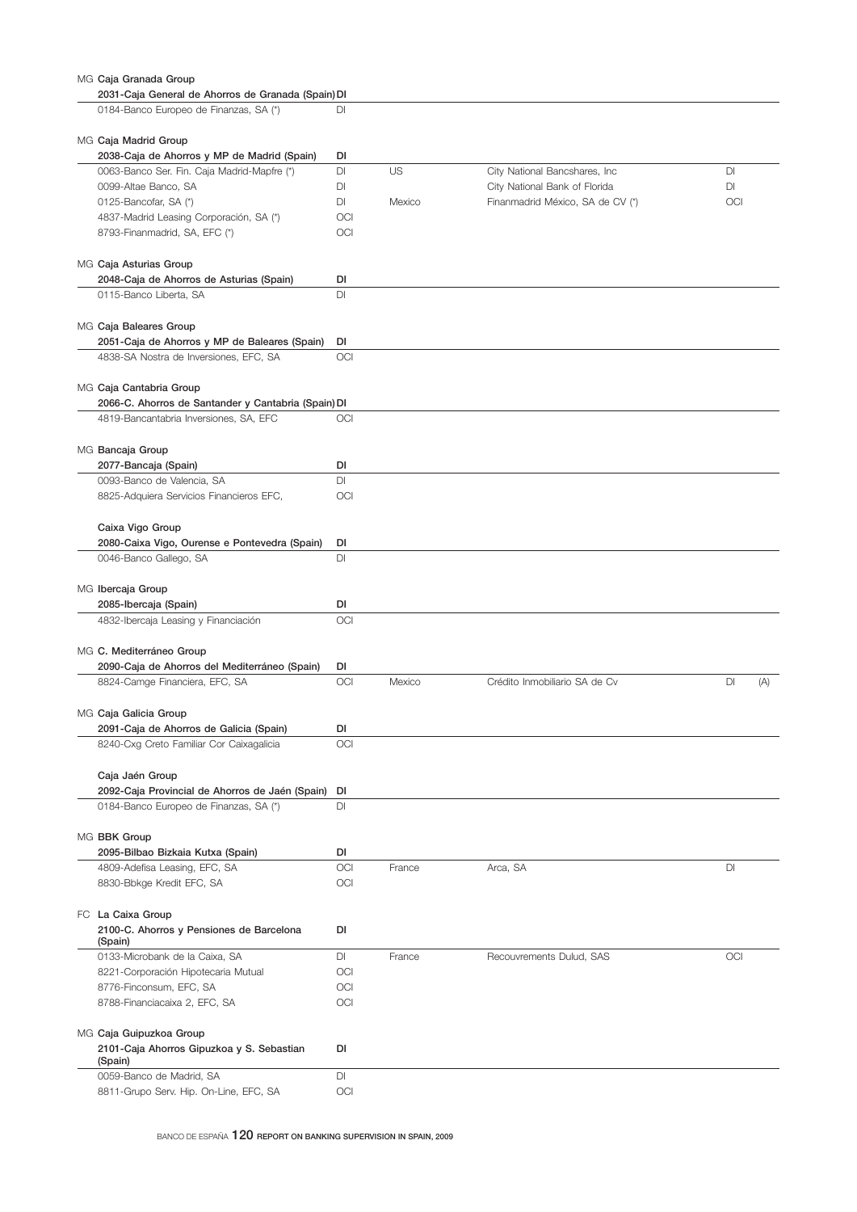| | | | | | |
|---|---|---|---|---|---|
| MG **Caja Granada Group** | | | | | |
| **2031-Caja General de Ahorros de Granada (Spain)** | **DI** | | | | |
| 0184-Banco Europeo de Finanzas, SA (*) | DI | | | | |
| MG **Caja Madrid Group** | | | | | |
| **2038-Caja de Ahorros y MP de Madrid (Spain)** | **DI** | | | | |
| 0063-Banco Ser. Fin. Caja Madrid-Mapfre (*) | DI | US | City National Bancshares, Inc | DI | |
| 0099-Altae Banco, SA | DI | | City National Bank of Florida | DI | |
| 0125-Bancofar, SA (*) | DI | Mexico | Finanmadrid México, SA de CV (*) | OCI | |
| 4837-Madrid Leasing Corporación, SA (*) | OCI | | | | |
| 8793-Finanmadrid, SA, EFC (*) | OCI | | | | |
| MG **Caja Asturias Group** | | | | | |
| **2048-Caja de Ahorros de Asturias (Spain)** | **DI** | | | | |
| 0115-Banco Liberta, SA | DI | | | | |
| MG **Caja Baleares Group** | | | | | |
| **2051-Caja de Ahorros y MP de Baleares (Spain)** | **DI** | | | | |
| 4838-SA Nostra de Inversiones, EFC, SA | OCI | | | | |
| MG **Caja Cantabria Group** | | | | | |
| **2066-C. Ahorros de Santander y Cantabria (Spain)** | **DI** | | | | |
| 4819-Bancantabria Inversiones, SA, EFC | OCI | | | | |
| MG **Bancaja Group** | | | | | |
| **2077-Bancaja (Spain)** | **DI** | | | | |
| 0093-Banco de Valencia, SA | DI | | | | |
| 8825-Adquiera Servicios Financieros EFC, | OCI | | | | |
| **Caixa Vigo Group** | | | | | |
| **2080-Caixa Vigo, Ourense e Pontevedra (Spain)** | **DI** | | | | |
| 0046-Banco Gallego, SA | DI | | | | |
| MG **Ibercaja Group** | | | | | |
| **2085-Ibercaja (Spain)** | **DI** | | | | |
| 4832-Ibercaja Leasing y Financiación | OCI | | | | |
| MG **C. Mediterráneo Group** | | | | | |
| **2090-Caja de Ahorros del Mediterráneo (Spain)** | **DI** | | | | |
| 8824-Camge Financiera, EFC, SA | OCI | Mexico | Crédito Inmobiliario SA de Cv | DI | (A) |
| MG **Caja Galicia Group** | | | | | |
| **2091-Caja de Ahorros de Galicia (Spain)** | **DI** | | | | |
| 8240-Cxg Creto Familiar Cor Caixagalicia | OCI | | | | |
| **Caja Jaén Group** | | | | | |
| **2092-Caja Provincial de Ahorros de Jaén (Spain)** | **DI** | | | | |
| 0184-Banco Europeo de Finanzas, SA (*) | DI | | | | |
| MG **BBK Group** | | | | | |
| **2095-Bilbao Bizkaia Kutxa (Spain)** | **DI** | | | | |
| 4809-Adefisa Leasing, EFC, SA | OCI | France | Arca, SA | DI | |
| 8830-Bbkge Kredit EFC, SA | OCI | | | | |
| FC **La Caixa Group** | | | | | |
| **2100-C. Ahorros y Pensiones de Barcelona (Spain)** | **DI** | | | | |
| 0133-Microbank de la Caixa, SA | DI | France | Recouvrements Dulud, SAS | OCI | |
| 8221-Corporación Hipotecaria Mutual | OCI | | | | |
| 8776-Finconsum, EFC, SA | OCI | | | | |
| 8788-Financiacaixa 2, EFC, SA | OCI | | | | |
| MG **Caja Guipuzkoa Group** | | | | | |
| **2101-Caja Ahorros Gipuzkoa y S. Sebastian (Spain)** | **DI** | | | | |
| 0059-Banco de Madrid, SA | DI | | | | |
| 8811-Grupo Serv. Hip. On-Line, EFC, SA | OCI | | | | |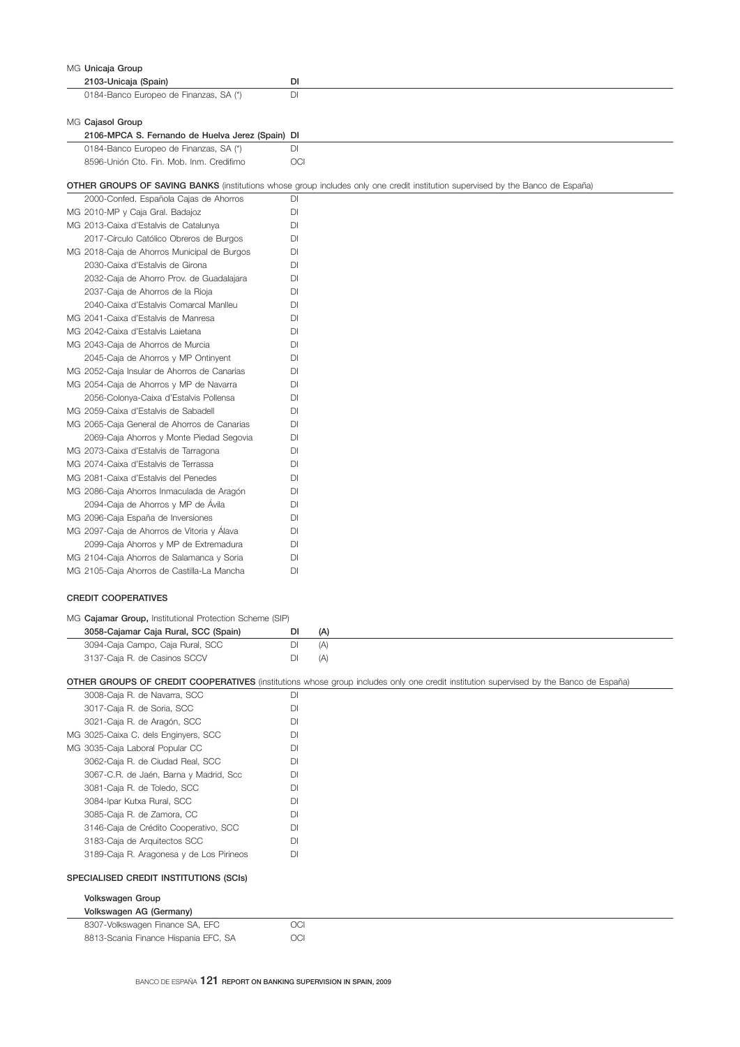MG **Unicaja Group**

| **2103-Unicaja (Spain)** | **DI** |
|---|---|
| 0184-Banco Europeo de Finanzas, SA (*) | DI |

MG **Cajasol Group**

| **2106-MPCA S. Fernando de Huelva Jerez (Spain)** | **DI** |
|---|---|
| 0184-Banco Europeo de Finanzas, SA (*) | DI |
| 8596-Unión Cto. Fin. Mob. Inm. Credifimo | OCI |

**OTHER GROUPS OF SAVING BANKS** (institutions whose group includes only one credit institution supervised by the Banco de España)

| | |
|---|---|
| 2000-Confed. Española Cajas de Ahorros | DI |
| MG 2010-MP y Caja Gral. Badajoz | DI |
| MG 2013-Caixa d'Estalvis de Catalunya | DI |
| 2017-Circulo Católico Obreros de Burgos | DI |
| MG 2018-Caja de Ahorros Municipal de Burgos | DI |
| 2030-Caixa d'Estalvis de Girona | DI |
| 2032-Caja de Ahorro Prov. de Guadalajara | DI |
| 2037-Caja de Ahorros de la Rioja | DI |
| 2040-Caixa d'Estalvis Comarcal Manlleu | DI |
| MG 2041-Caixa d'Estalvis de Manresa | DI |
| MG 2042-Caixa d'Estalvis Laietana | DI |
| MG 2043-Caja de Ahorros de Murcia | DI |
| 2045-Caja de Ahorros y MP Ontinyent | DI |
| MG 2052-Caja Insular de Ahorros de Canarias | DI |
| MG 2054-Caja de Ahorros y MP de Navarra | DI |
| 2056-Colonya-Caixa d'Estalvis Pollensa | DI |
| MG 2059-Caixa d'Estalvis de Sabadell | DI |
| MG 2065-Caja General de Ahorros de Canarias | DI |
| 2069-Caja Ahorros y Monte Piedad Segovia | DI |
| MG 2073-Caixa d'Estalvis de Tarragona | DI |
| MG 2074-Caixa d'Estalvis de Terrassa | DI |
| MG 2081-Caixa d'Estalvis del Penedes | DI |
| MG 2086-Caja Ahorros Inmaculada de Aragón | DI |
| 2094-Caja de Ahorros y MP de Ávila | DI |
| MG 2096-Caja España de Inversiones | DI |
| MG 2097-Caja de Ahorros de Vitoria y Álava | DI |
| 2099-Caja Ahorros y MP de Extremadura | DI |
| MG 2104-Caja Ahorros de Salamanca y Soria | DI |
| MG 2105-Caja Ahorros de Castilla-La Mancha | DI |

**CREDIT COOPERATIVES**

MG **Cajamar Group,** Institutional Protection Scheme (SIP)

| **3058-Cajamar Caja Rural, SCC (Spain)** | **DI** | **(A)** |
|---|---|---|
| 3094-Caja Campo, Caja Rural, SCC | DI | (A) |
| 3137-Caja R. de Casinos SCCV | DI | (A) |

**OTHER GROUPS OF CREDIT COOPERATIVES** (institutions whose group includes only one credit institution supervised by the Banco de España)

| | |
|---|---|
| 3008-Caja R. de Navarra, SCC | DI |
| 3017-Caja R. de Soria, SCC | DI |
| 3021-Caja R. de Aragón, SCC | DI |
| MG 3025-Caixa C. dels Enginyers, SCC | DI |
| MG 3035-Caja Laboral Popular CC | DI |
| 3062-Caja R. de Ciudad Real, SCC | DI |
| 3067-C.R. de Jaén, Barna y Madrid, Scc | DI |
| 3081-Caja R. de Toledo, SCC | DI |
| 3084-Ipar Kutxa Rural, SCC | DI |
| 3085-Caja R. de Zamora, CC | DI |
| 3146-Caja de Crédito Cooperativo, SCC | DI |
| 3183-Caja de Arquitectos SCC | DI |
| 3189-Caja R. Aragonesa y de Los Pirineos | DI |

**SPECIALISED CREDIT INSTITUTIONS (SCIs)**

**Volkswagen Group**

| **Volkswagen AG (Germany)** | |
|---|---|
| 8307-Volkswagen Finance SA, EFC | OCI |
| 8813-Scania Finance Hispania EFC, SA | OCI |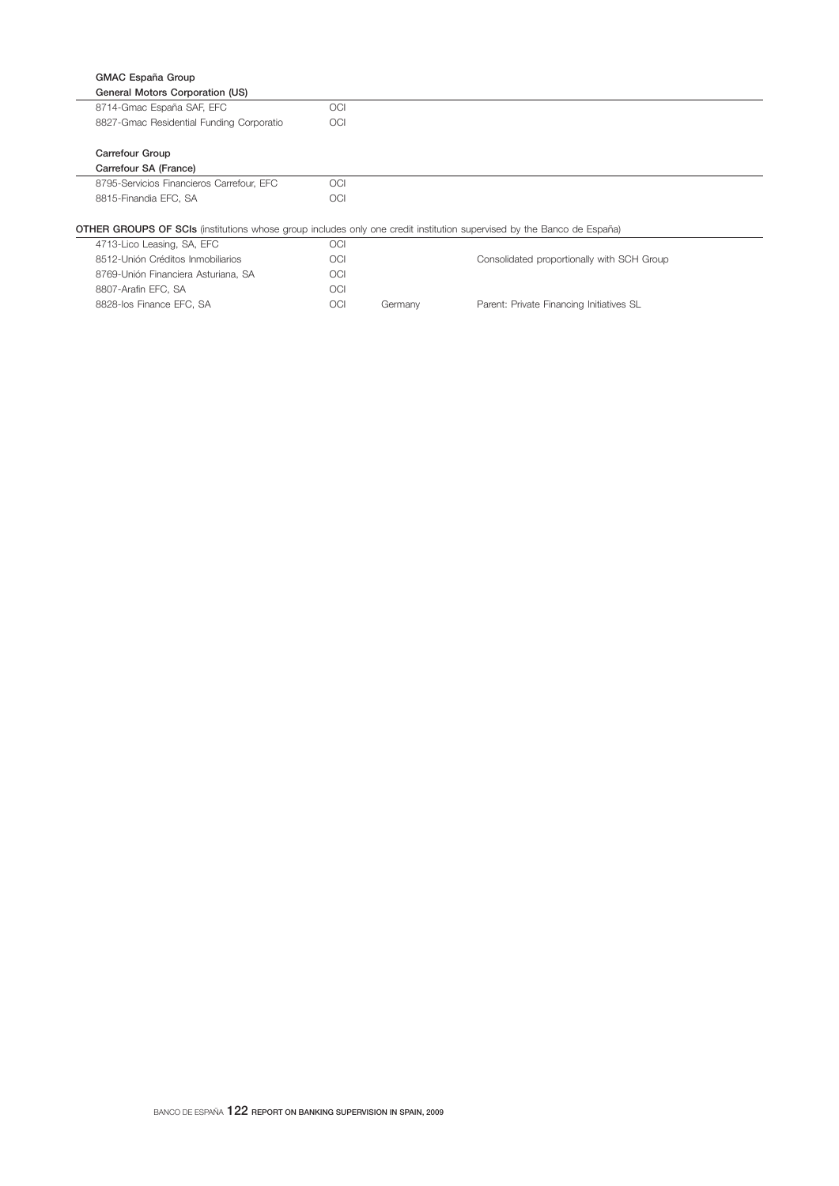**GMAC España Group**

| General Motors Corporation (US) | | | |
|---|---|---|---|
| 8714-Gmac España SAF, EFC | OCI | | |
| 8827-Gmac Residential Funding Corporatio | OCI | | |

**Carrefour Group**

| Carrefour SA (France) | | | |
|---|---|---|---|
| 8795-Servicios Financieros Carrefour, EFC | OCI | | |
| 8815-Finandia EFC, SA | OCI | | |

**OTHER GROUPS OF SCIs** (institutions whose group includes only one credit institution supervised by the Banco de España)

| | | | |
|---|---|---|---|
| 4713-Lico Leasing, SA, EFC | OCI | | |
| 8512-Unión Créditos Inmobiliarios | OCI | | Consolidated proportionally with SCH Group |
| 8769-Unión Financiera Asturiana, SA | OCI | | |
| 8807-Arafin EFC, SA | OCI | | |
| 8828-Ios Finance EFC, SA | OCI | Germany | Parent: Private Financing Initiatives SL |